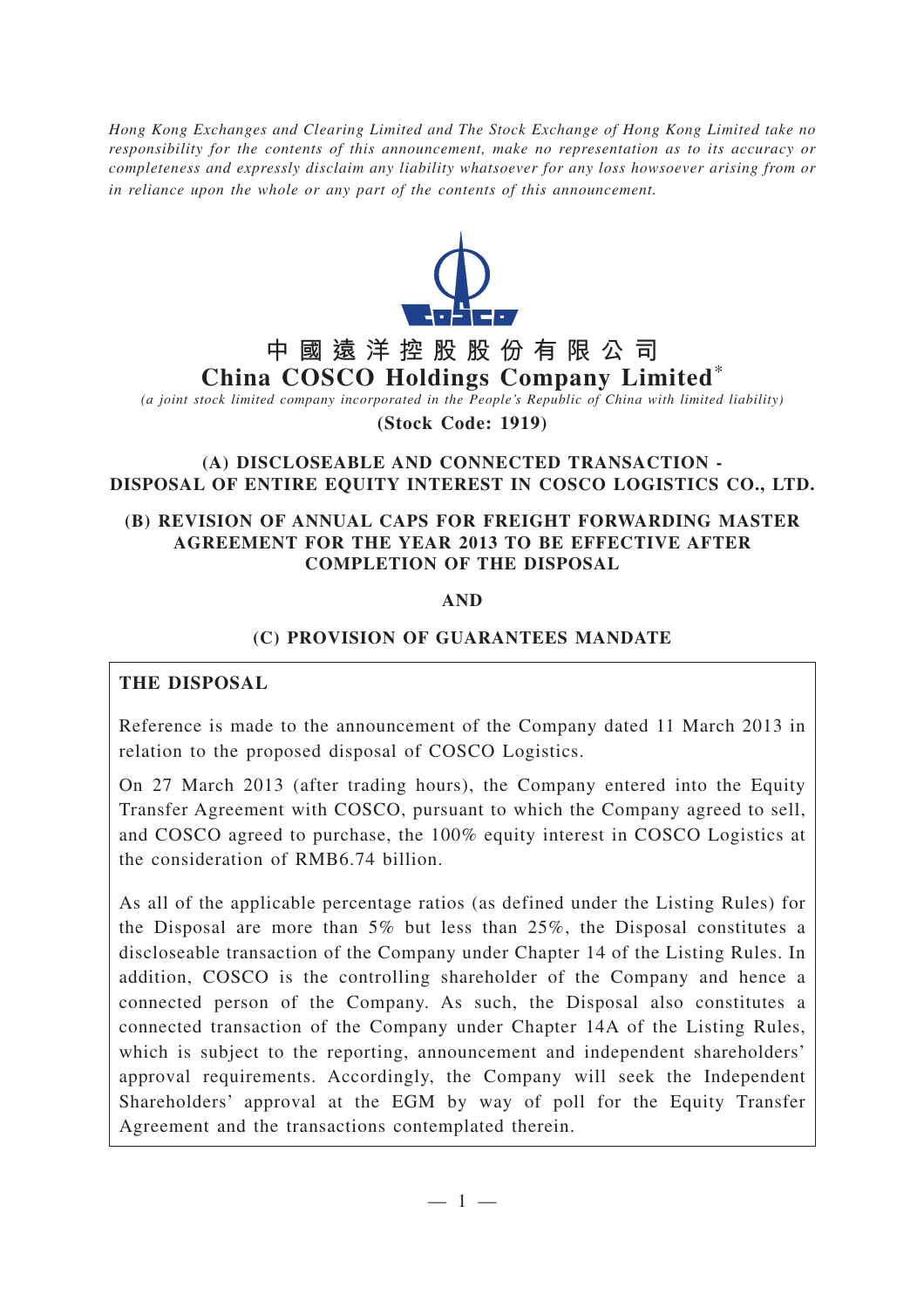*Hong Kong Exchanges and Clearing Limited and The Stock Exchange of Hong Kong Limited take no responsibility for the contents of this announcement, make no representation as to its accuracy or completeness and expressly disclaim any liability whatsoever for any loss howsoever arising from or in reliance upon the whole or any part of the contents of this announcement.*

# 中國遠洋控股股份有限公司
# China COSCO Holdings Company Limited*

*(a joint stock limited company incorporated in the People's Republic of China with limited liability)*

**(Stock Code: 1919)**

## (A) DISCLOSEABLE AND CONNECTED TRANSACTION - DISPOSAL OF ENTIRE EQUITY INTEREST IN COSCO LOGISTICS CO., LTD.

## (B) REVISION OF ANNUAL CAPS FOR FREIGHT FORWARDING MASTER AGREEMENT FOR THE YEAR 2013 TO BE EFFECTIVE AFTER COMPLETION OF THE DISPOSAL

**AND**

## (C) PROVISION OF GUARANTEES MANDATE

**THE DISPOSAL**

Reference is made to the announcement of the Company dated 11 March 2013 in relation to the proposed disposal of COSCO Logistics.

On 27 March 2013 (after trading hours), the Company entered into the Equity Transfer Agreement with COSCO, pursuant to which the Company agreed to sell, and COSCO agreed to purchase, the 100% equity interest in COSCO Logistics at the consideration of RMB6.74 billion.

As all of the applicable percentage ratios (as defined under the Listing Rules) for the Disposal are more than 5% but less than 25%, the Disposal constitutes a discloseable transaction of the Company under Chapter 14 of the Listing Rules. In addition, COSCO is the controlling shareholder of the Company and hence a connected person of the Company. As such, the Disposal also constitutes a connected transaction of the Company under Chapter 14A of the Listing Rules, which is subject to the reporting, announcement and independent shareholders' approval requirements. Accordingly, the Company will seek the Independent Shareholders' approval at the EGM by way of poll for the Equity Transfer Agreement and the transactions contemplated therein.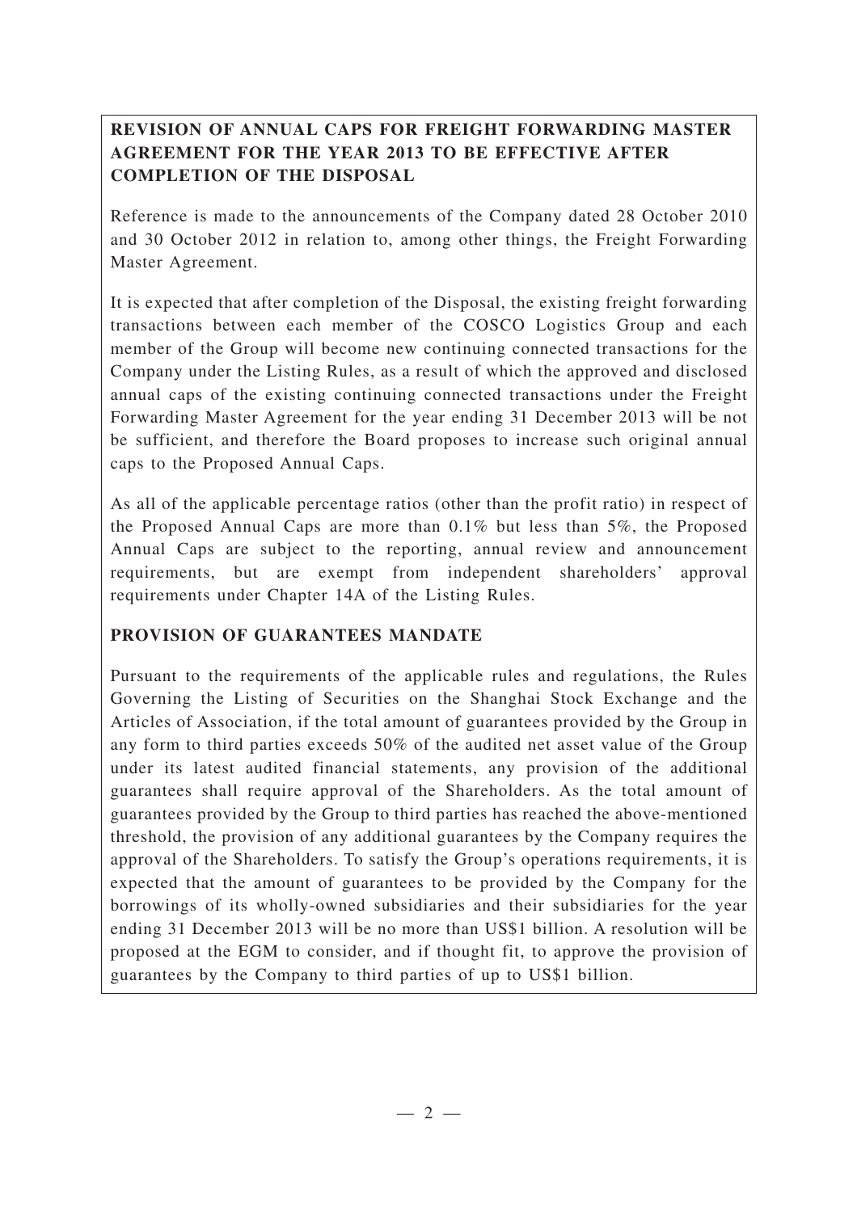**REVISION OF ANNUAL CAPS FOR FREIGHT FORWARDING MASTER AGREEMENT FOR THE YEAR 2013 TO BE EFFECTIVE AFTER COMPLETION OF THE DISPOSAL**

Reference is made to the announcements of the Company dated 28 October 2010 and 30 October 2012 in relation to, among other things, the Freight Forwarding Master Agreement.

It is expected that after completion of the Disposal, the existing freight forwarding transactions between each member of the COSCO Logistics Group and each member of the Group will become new continuing connected transactions for the Company under the Listing Rules, as a result of which the approved and disclosed annual caps of the existing continuing connected transactions under the Freight Forwarding Master Agreement for the year ending 31 December 2013 will be not be sufficient, and therefore the Board proposes to increase such original annual caps to the Proposed Annual Caps.

As all of the applicable percentage ratios (other than the profit ratio) in respect of the Proposed Annual Caps are more than 0.1% but less than 5%, the Proposed Annual Caps are subject to the reporting, annual review and announcement requirements, but are exempt from independent shareholders' approval requirements under Chapter 14A of the Listing Rules.

**PROVISION OF GUARANTEES MANDATE**

Pursuant to the requirements of the applicable rules and regulations, the Rules Governing the Listing of Securities on the Shanghai Stock Exchange and the Articles of Association, if the total amount of guarantees provided by the Group in any form to third parties exceeds 50% of the audited net asset value of the Group under its latest audited financial statements, any provision of the additional guarantees shall require approval of the Shareholders. As the total amount of guarantees provided by the Group to third parties has reached the above-mentioned threshold, the provision of any additional guarantees by the Company requires the approval of the Shareholders. To satisfy the Group's operations requirements, it is expected that the amount of guarantees to be provided by the Company for the borrowings of its wholly-owned subsidiaries and their subsidiaries for the year ending 31 December 2013 will be no more than US$1 billion. A resolution will be proposed at the EGM to consider, and if thought fit, to approve the provision of guarantees by the Company to third parties of up to US$1 billion.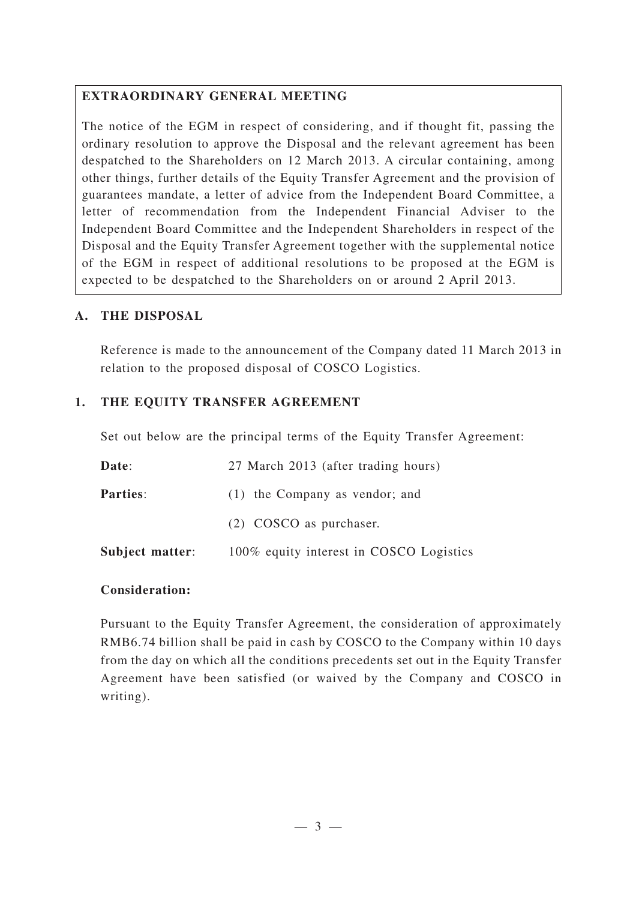**EXTRAORDINARY GENERAL MEETING**

The notice of the EGM in respect of considering, and if thought fit, passing the ordinary resolution to approve the Disposal and the relevant agreement has been despatched to the Shareholders on 12 March 2013. A circular containing, among other things, further details of the Equity Transfer Agreement and the provision of guarantees mandate, a letter of advice from the Independent Board Committee, a letter of recommendation from the Independent Financial Adviser to the Independent Board Committee and the Independent Shareholders in respect of the Disposal and the Equity Transfer Agreement together with the supplemental notice of the EGM in respect of additional resolutions to be proposed at the EGM is expected to be despatched to the Shareholders on or around 2 April 2013.

## A. THE DISPOSAL

Reference is made to the announcement of the Company dated 11 March 2013 in relation to the proposed disposal of COSCO Logistics.

## 1. THE EQUITY TRANSFER AGREEMENT

Set out below are the principal terms of the Equity Transfer Agreement:

**Date**: 27 March 2013 (after trading hours)

**Parties**: (1) the Company as vendor; and

(2) COSCO as purchaser.

**Subject matter**: 100% equity interest in COSCO Logistics

**Consideration:**

Pursuant to the Equity Transfer Agreement, the consideration of approximately RMB6.74 billion shall be paid in cash by COSCO to the Company within 10 days from the day on which all the conditions precedents set out in the Equity Transfer Agreement have been satisfied (or waived by the Company and COSCO in writing).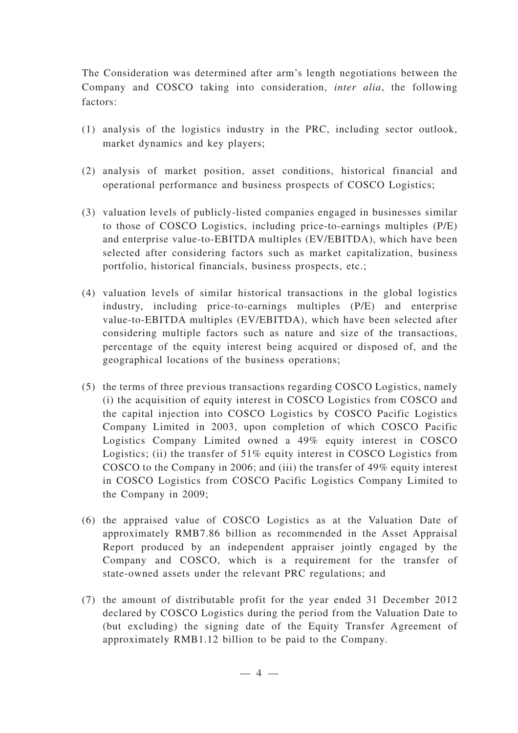The Consideration was determined after arm's length negotiations between the Company and COSCO taking into consideration, *inter alia*, the following factors:

(1) analysis of the logistics industry in the PRC, including sector outlook, market dynamics and key players;

(2) analysis of market position, asset conditions, historical financial and operational performance and business prospects of COSCO Logistics;

(3) valuation levels of publicly-listed companies engaged in businesses similar to those of COSCO Logistics, including price-to-earnings multiples (P/E) and enterprise value-to-EBITDA multiples (EV/EBITDA), which have been selected after considering factors such as market capitalization, business portfolio, historical financials, business prospects, etc.;

(4) valuation levels of similar historical transactions in the global logistics industry, including price-to-earnings multiples (P/E) and enterprise value-to-EBITDA multiples (EV/EBITDA), which have been selected after considering multiple factors such as nature and size of the transactions, percentage of the equity interest being acquired or disposed of, and the geographical locations of the business operations;

(5) the terms of three previous transactions regarding COSCO Logistics, namely (i) the acquisition of equity interest in COSCO Logistics from COSCO and the capital injection into COSCO Logistics by COSCO Pacific Logistics Company Limited in 2003, upon completion of which COSCO Pacific Logistics Company Limited owned a 49% equity interest in COSCO Logistics; (ii) the transfer of 51% equity interest in COSCO Logistics from COSCO to the Company in 2006; and (iii) the transfer of 49% equity interest in COSCO Logistics from COSCO Pacific Logistics Company Limited to the Company in 2009;

(6) the appraised value of COSCO Logistics as at the Valuation Date of approximately RMB7.86 billion as recommended in the Asset Appraisal Report produced by an independent appraiser jointly engaged by the Company and COSCO, which is a requirement for the transfer of state-owned assets under the relevant PRC regulations; and

(7) the amount of distributable profit for the year ended 31 December 2012 declared by COSCO Logistics during the period from the Valuation Date to (but excluding) the signing date of the Equity Transfer Agreement of approximately RMB1.12 billion to be paid to the Company.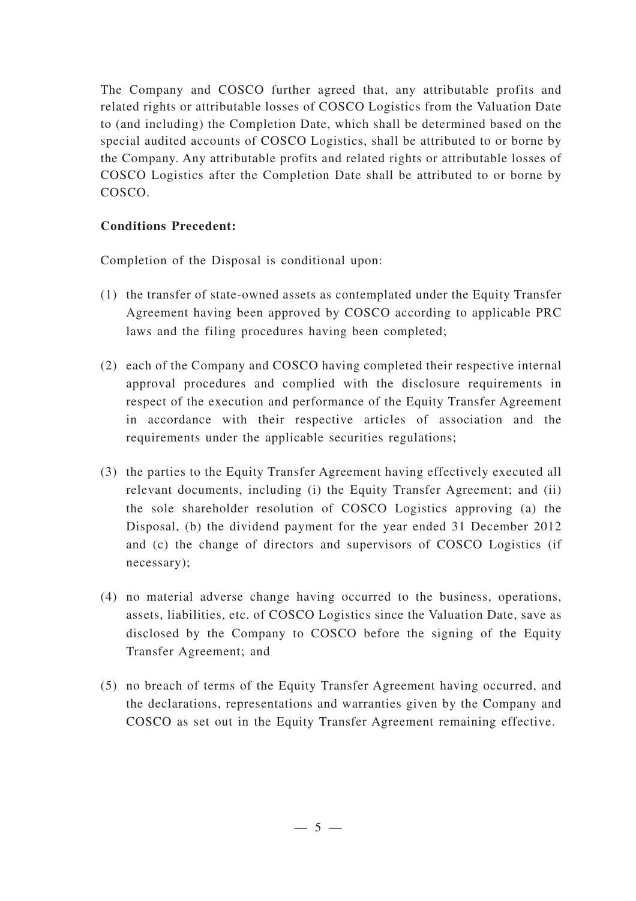The Company and COSCO further agreed that, any attributable profits and related rights or attributable losses of COSCO Logistics from the Valuation Date to (and including) the Completion Date, which shall be determined based on the special audited accounts of COSCO Logistics, shall be attributed to or borne by the Company. Any attributable profits and related rights or attributable losses of COSCO Logistics after the Completion Date shall be attributed to or borne by COSCO.

**Conditions Precedent:**

Completion of the Disposal is conditional upon:

(1) the transfer of state-owned assets as contemplated under the Equity Transfer Agreement having been approved by COSCO according to applicable PRC laws and the filing procedures having been completed;

(2) each of the Company and COSCO having completed their respective internal approval procedures and complied with the disclosure requirements in respect of the execution and performance of the Equity Transfer Agreement in accordance with their respective articles of association and the requirements under the applicable securities regulations;

(3) the parties to the Equity Transfer Agreement having effectively executed all relevant documents, including (i) the Equity Transfer Agreement; and (ii) the sole shareholder resolution of COSCO Logistics approving (a) the Disposal, (b) the dividend payment for the year ended 31 December 2012 and (c) the change of directors and supervisors of COSCO Logistics (if necessary);

(4) no material adverse change having occurred to the business, operations, assets, liabilities, etc. of COSCO Logistics since the Valuation Date, save as disclosed by the Company to COSCO before the signing of the Equity Transfer Agreement; and

(5) no breach of terms of the Equity Transfer Agreement having occurred, and the declarations, representations and warranties given by the Company and COSCO as set out in the Equity Transfer Agreement remaining effective.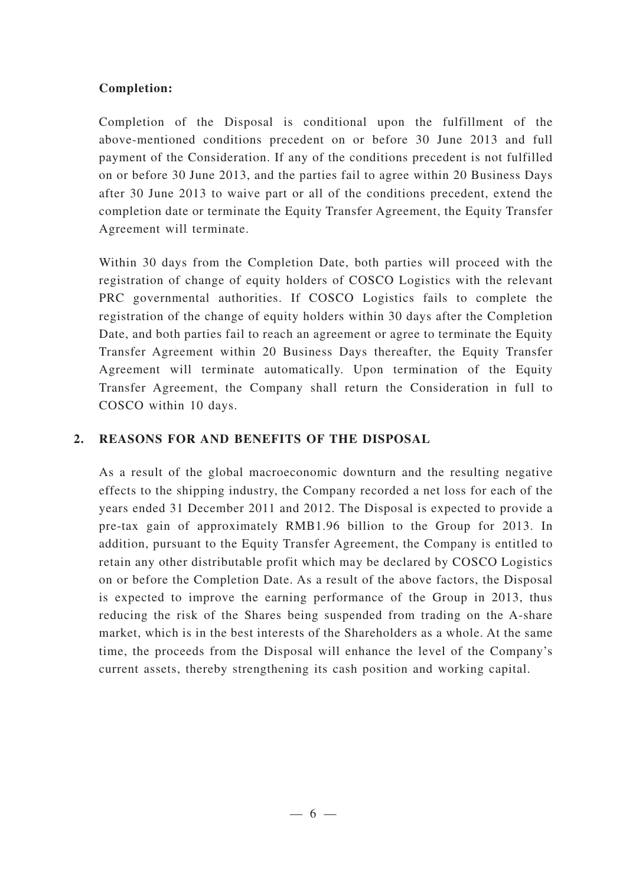**Completion:**

Completion of the Disposal is conditional upon the fulfillment of the above-mentioned conditions precedent on or before 30 June 2013 and full payment of the Consideration. If any of the conditions precedent is not fulfilled on or before 30 June 2013, and the parties fail to agree within 20 Business Days after 30 June 2013 to waive part or all of the conditions precedent, extend the completion date or terminate the Equity Transfer Agreement, the Equity Transfer Agreement will terminate.

Within 30 days from the Completion Date, both parties will proceed with the registration of change of equity holders of COSCO Logistics with the relevant PRC governmental authorities. If COSCO Logistics fails to complete the registration of the change of equity holders within 30 days after the Completion Date, and both parties fail to reach an agreement or agree to terminate the Equity Transfer Agreement within 20 Business Days thereafter, the Equity Transfer Agreement will terminate automatically. Upon termination of the Equity Transfer Agreement, the Company shall return the Consideration in full to COSCO within 10 days.

## 2. REASONS FOR AND BENEFITS OF THE DISPOSAL

As a result of the global macroeconomic downturn and the resulting negative effects to the shipping industry, the Company recorded a net loss for each of the years ended 31 December 2011 and 2012. The Disposal is expected to provide a pre-tax gain of approximately RMB1.96 billion to the Group for 2013. In addition, pursuant to the Equity Transfer Agreement, the Company is entitled to retain any other distributable profit which may be declared by COSCO Logistics on or before the Completion Date. As a result of the above factors, the Disposal is expected to improve the earning performance of the Group in 2013, thus reducing the risk of the Shares being suspended from trading on the A-share market, which is in the best interests of the Shareholders as a whole. At the same time, the proceeds from the Disposal will enhance the level of the Company's current assets, thereby strengthening its cash position and working capital.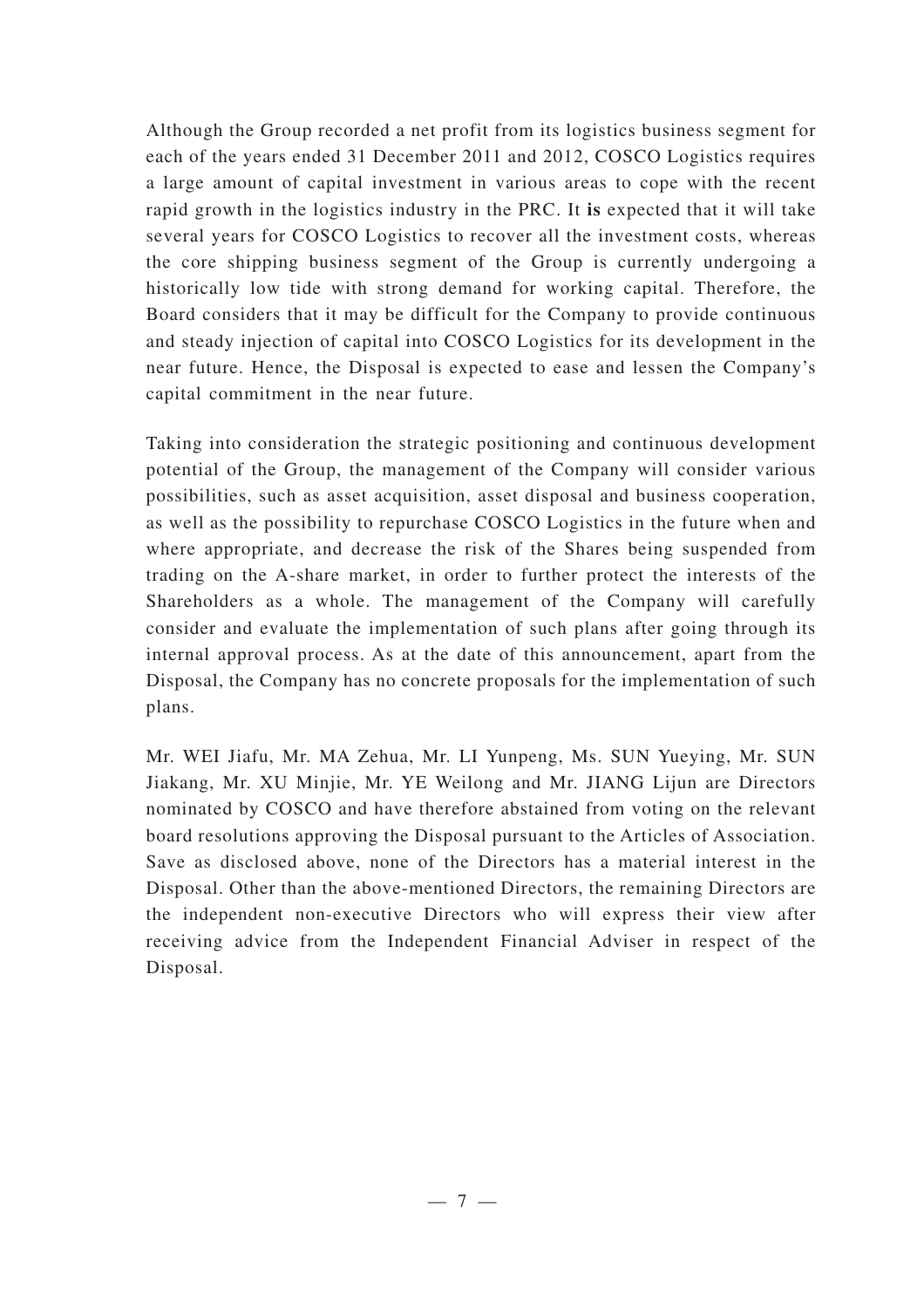Although the Group recorded a net profit from its logistics business segment for each of the years ended 31 December 2011 and 2012, COSCO Logistics requires a large amount of capital investment in various areas to cope with the recent rapid growth in the logistics industry in the PRC. It **is** expected that it will take several years for COSCO Logistics to recover all the investment costs, whereas the core shipping business segment of the Group is currently undergoing a historically low tide with strong demand for working capital. Therefore, the Board considers that it may be difficult for the Company to provide continuous and steady injection of capital into COSCO Logistics for its development in the near future. Hence, the Disposal is expected to ease and lessen the Company's capital commitment in the near future.

Taking into consideration the strategic positioning and continuous development potential of the Group, the management of the Company will consider various possibilities, such as asset acquisition, asset disposal and business cooperation, as well as the possibility to repurchase COSCO Logistics in the future when and where appropriate, and decrease the risk of the Shares being suspended from trading on the A-share market, in order to further protect the interests of the Shareholders as a whole. The management of the Company will carefully consider and evaluate the implementation of such plans after going through its internal approval process. As at the date of this announcement, apart from the Disposal, the Company has no concrete proposals for the implementation of such plans.

Mr. WEI Jiafu, Mr. MA Zehua, Mr. LI Yunpeng, Ms. SUN Yueying, Mr. SUN Jiakang, Mr. XU Minjie, Mr. YE Weilong and Mr. JIANG Lijun are Directors nominated by COSCO and have therefore abstained from voting on the relevant board resolutions approving the Disposal pursuant to the Articles of Association. Save as disclosed above, none of the Directors has a material interest in the Disposal. Other than the above-mentioned Directors, the remaining Directors are the independent non-executive Directors who will express their view after receiving advice from the Independent Financial Adviser in respect of the Disposal.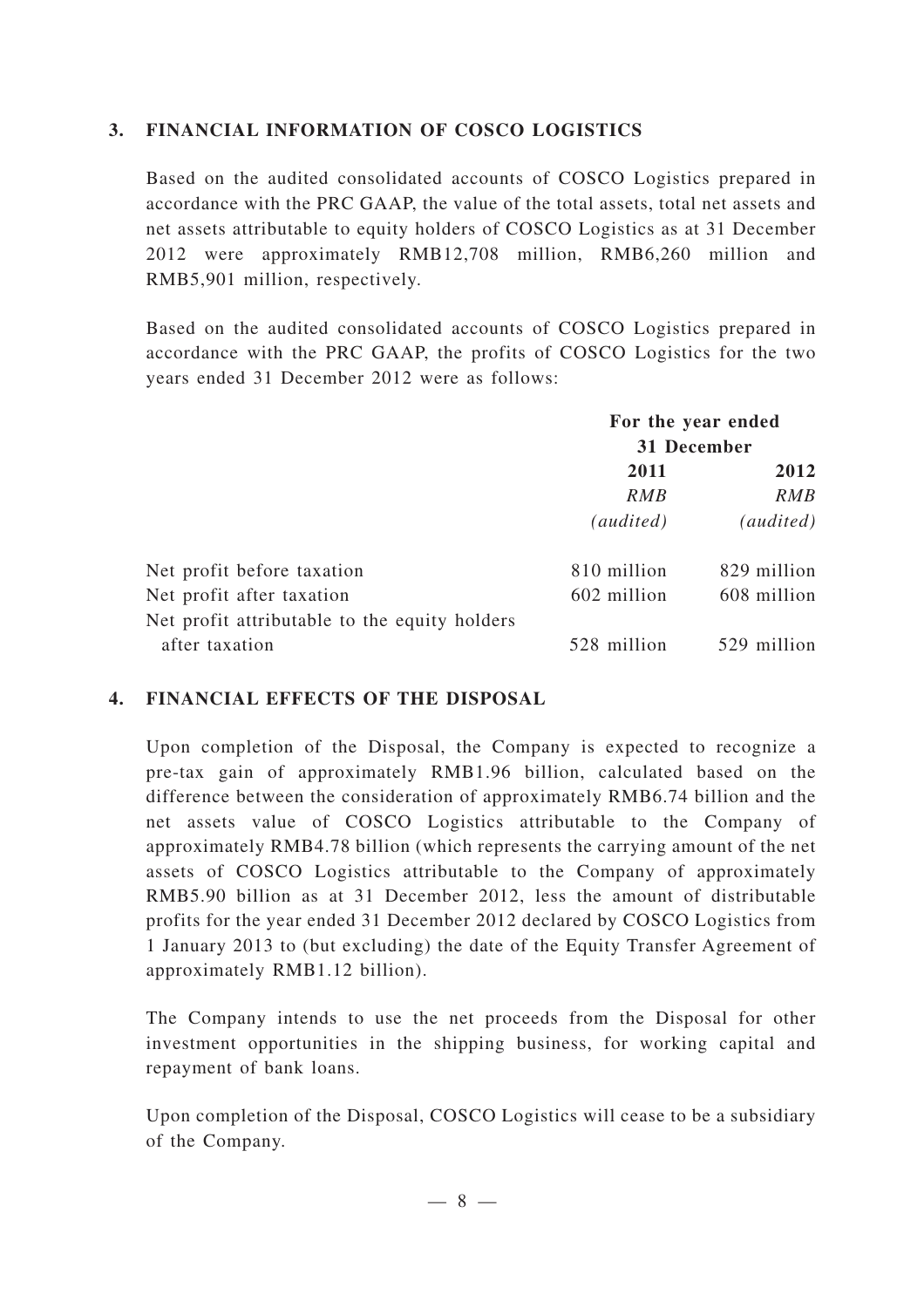## 3. FINANCIAL INFORMATION OF COSCO LOGISTICS

Based on the audited consolidated accounts of COSCO Logistics prepared in accordance with the PRC GAAP, the value of the total assets, total net assets and net assets attributable to equity holders of COSCO Logistics as at 31 December 2012 were approximately RMB12,708 million, RMB6,260 million and RMB5,901 million, respectively.

Based on the audited consolidated accounts of COSCO Logistics prepared in accordance with the PRC GAAP, the profits of COSCO Logistics for the two years ended 31 December 2012 were as follows:

| | For the year ended 31 December | |
|---|---|---|
| | **2011** | **2012** |
| | *RMB* | *RMB* |
| | *(audited)* | *(audited)* |
| Net profit before taxation | 810 million | 829 million |
| Net profit after taxation | 602 million | 608 million |
| Net profit attributable to the equity holders after taxation | 528 million | 529 million |

## 4. FINANCIAL EFFECTS OF THE DISPOSAL

Upon completion of the Disposal, the Company is expected to recognize a pre-tax gain of approximately RMB1.96 billion, calculated based on the difference between the consideration of approximately RMB6.74 billion and the net assets value of COSCO Logistics attributable to the Company of approximately RMB4.78 billion (which represents the carrying amount of the net assets of COSCO Logistics attributable to the Company of approximately RMB5.90 billion as at 31 December 2012, less the amount of distributable profits for the year ended 31 December 2012 declared by COSCO Logistics from 1 January 2013 to (but excluding) the date of the Equity Transfer Agreement of approximately RMB1.12 billion).

The Company intends to use the net proceeds from the Disposal for other investment opportunities in the shipping business, for working capital and repayment of bank loans.

Upon completion of the Disposal, COSCO Logistics will cease to be a subsidiary of the Company.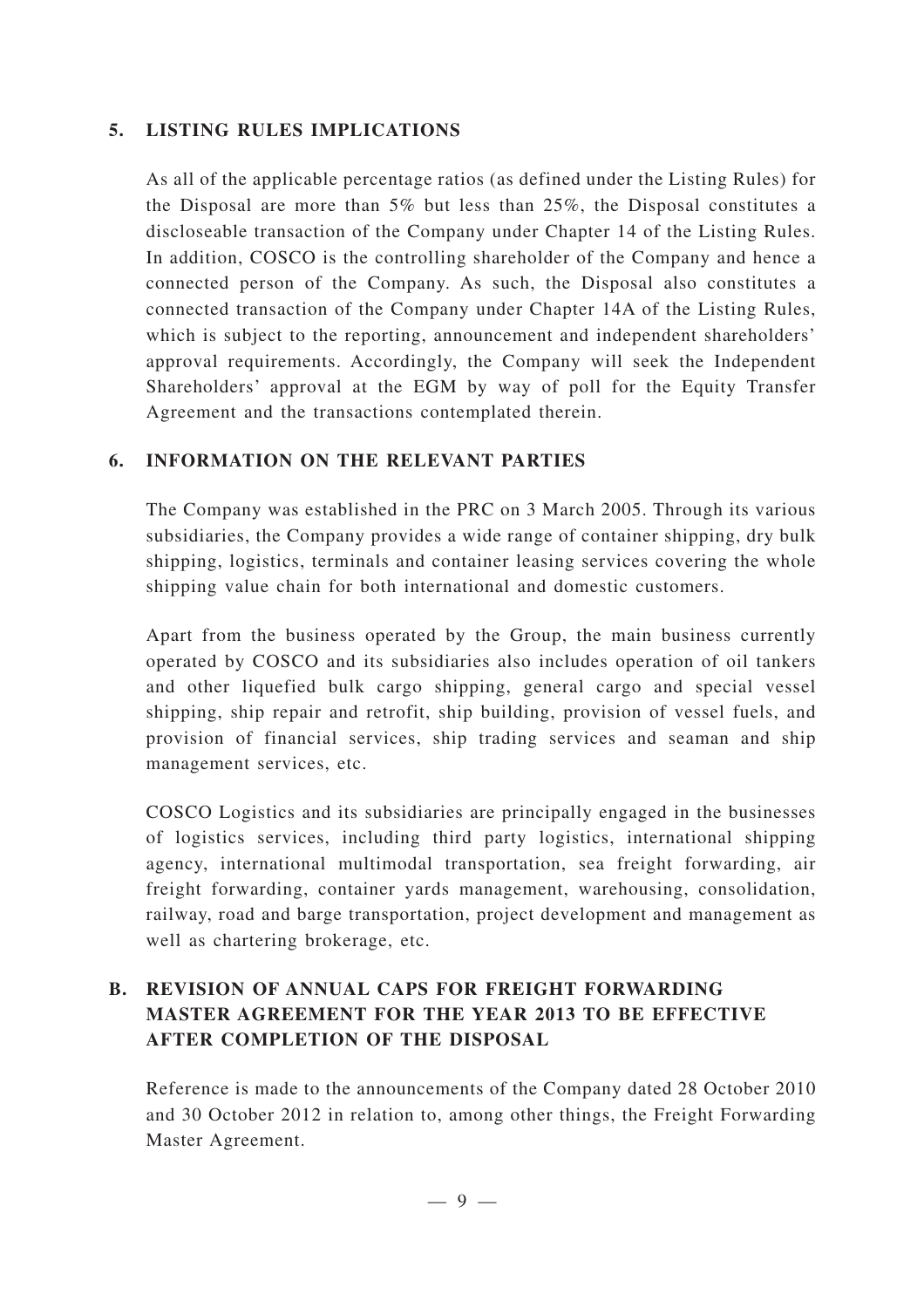## 5. LISTING RULES IMPLICATIONS

As all of the applicable percentage ratios (as defined under the Listing Rules) for the Disposal are more than 5% but less than 25%, the Disposal constitutes a discloseable transaction of the Company under Chapter 14 of the Listing Rules. In addition, COSCO is the controlling shareholder of the Company and hence a connected person of the Company. As such, the Disposal also constitutes a connected transaction of the Company under Chapter 14A of the Listing Rules, which is subject to the reporting, announcement and independent shareholders' approval requirements. Accordingly, the Company will seek the Independent Shareholders' approval at the EGM by way of poll for the Equity Transfer Agreement and the transactions contemplated therein.

## 6. INFORMATION ON THE RELEVANT PARTIES

The Company was established in the PRC on 3 March 2005. Through its various subsidiaries, the Company provides a wide range of container shipping, dry bulk shipping, logistics, terminals and container leasing services covering the whole shipping value chain for both international and domestic customers.

Apart from the business operated by the Group, the main business currently operated by COSCO and its subsidiaries also includes operation of oil tankers and other liquefied bulk cargo shipping, general cargo and special vessel shipping, ship repair and retrofit, ship building, provision of vessel fuels, and provision of financial services, ship trading services and seaman and ship management services, etc.

COSCO Logistics and its subsidiaries are principally engaged in the businesses of logistics services, including third party logistics, international shipping agency, international multimodal transportation, sea freight forwarding, air freight forwarding, container yards management, warehousing, consolidation, railway, road and barge transportation, project development and management as well as chartering brokerage, etc.

# B. REVISION OF ANNUAL CAPS FOR FREIGHT FORWARDING MASTER AGREEMENT FOR THE YEAR 2013 TO BE EFFECTIVE AFTER COMPLETION OF THE DISPOSAL

Reference is made to the announcements of the Company dated 28 October 2010 and 30 October 2012 in relation to, among other things, the Freight Forwarding Master Agreement.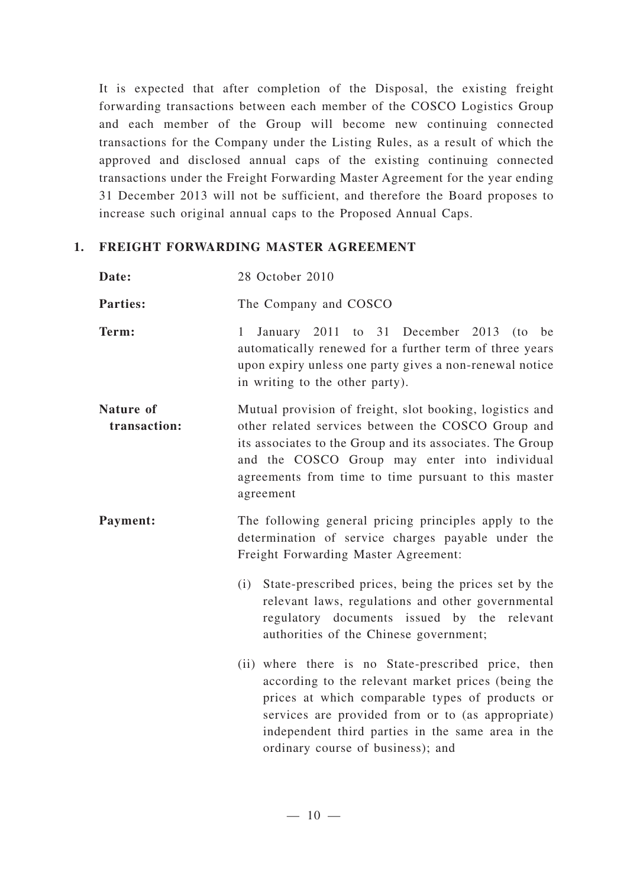It is expected that after completion of the Disposal, the existing freight forwarding transactions between each member of the COSCO Logistics Group and each member of the Group will become new continuing connected transactions for the Company under the Listing Rules, as a result of which the approved and disclosed annual caps of the existing continuing connected transactions under the Freight Forwarding Master Agreement for the year ending 31 December 2013 will not be sufficient, and therefore the Board proposes to increase such original annual caps to the Proposed Annual Caps.

## 1. FREIGHT FORWARDING MASTER AGREEMENT

**Date:** 28 October 2010

**Parties:** The Company and COSCO

**Term:** 1 January 2011 to 31 December 2013 (to be automatically renewed for a further term of three years upon expiry unless one party gives a non-renewal notice in writing to the other party).

**Nature of transaction:** Mutual provision of freight, slot booking, logistics and other related services between the COSCO Group and its associates to the Group and its associates. The Group and the COSCO Group may enter into individual agreements from time to time pursuant to this master agreement

**Payment:** The following general pricing principles apply to the determination of service charges payable under the Freight Forwarding Master Agreement:

(i) State-prescribed prices, being the prices set by the relevant laws, regulations and other governmental regulatory documents issued by the relevant authorities of the Chinese government;

(ii) where there is no State-prescribed price, then according to the relevant market prices (being the prices at which comparable types of products or services are provided from or to (as appropriate) independent third parties in the same area in the ordinary course of business); and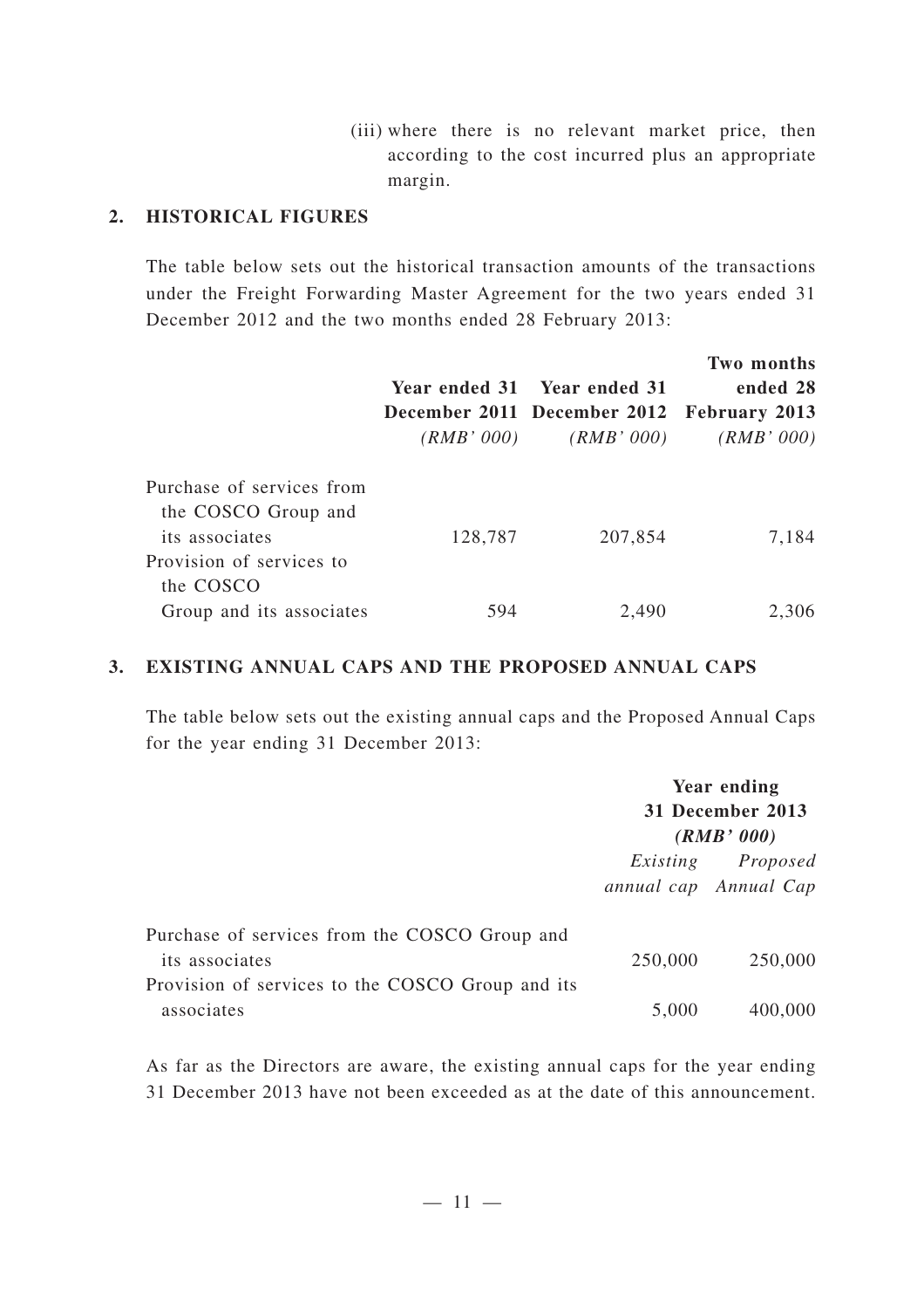(iii) where there is no relevant market price, then according to the cost incurred plus an appropriate margin.

## 2. HISTORICAL FIGURES

The table below sets out the historical transaction amounts of the transactions under the Freight Forwarding Master Agreement for the two years ended 31 December 2012 and the two months ended 28 February 2013:

| | Year ended 31 December 2011 *(RMB' 000)* | Year ended 31 December 2012 *(RMB' 000)* | Two months ended 28 February 2013 *(RMB' 000)* |
|---|---|---|---|
| Purchase of services from the COSCO Group and its associates | 128,787 | 207,854 | 7,184 |
| Provision of services to the COSCO Group and its associates | 594 | 2,490 | 2,306 |

## 3. EXISTING ANNUAL CAPS AND THE PROPOSED ANNUAL CAPS

The table below sets out the existing annual caps and the Proposed Annual Caps for the year ending 31 December 2013:

| | Year ending 31 December 2013 *(RMB' 000)* | |
|---|---|---|
| | *Existing annual cap* | *Proposed Annual Cap* |
| Purchase of services from the COSCO Group and its associates | 250,000 | 250,000 |
| Provision of services to the COSCO Group and its associates | 5,000 | 400,000 |

As far as the Directors are aware, the existing annual caps for the year ending 31 December 2013 have not been exceeded as at the date of this announcement.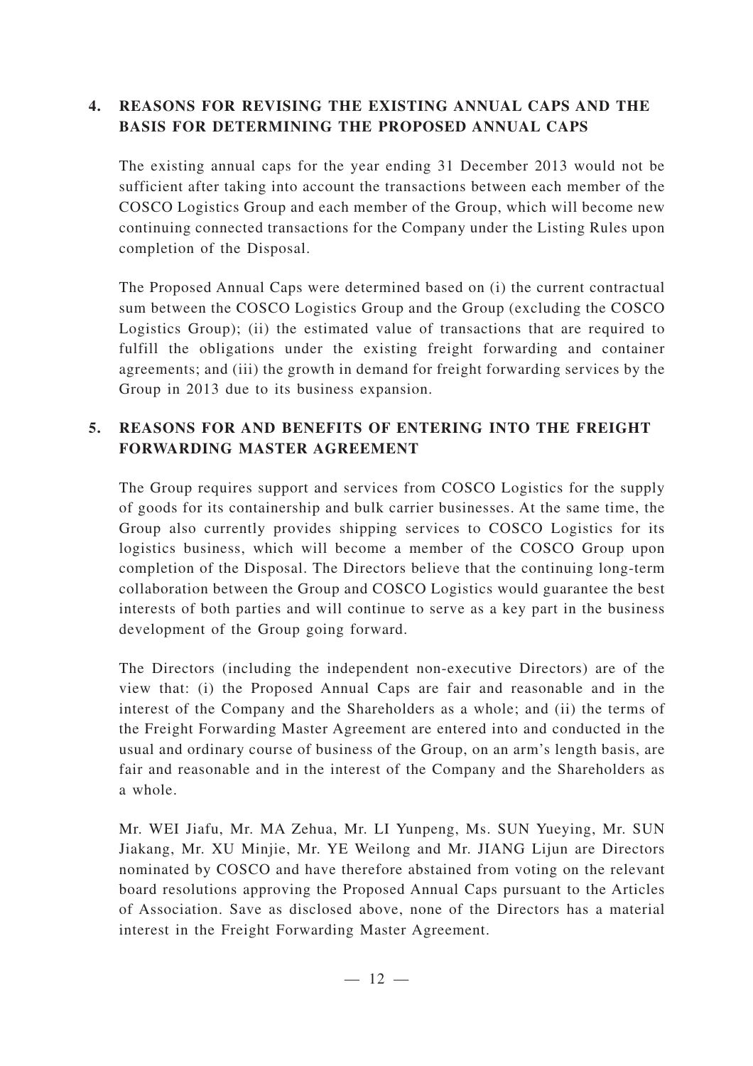## 4. REASONS FOR REVISING THE EXISTING ANNUAL CAPS AND THE BASIS FOR DETERMINING THE PROPOSED ANNUAL CAPS

The existing annual caps for the year ending 31 December 2013 would not be sufficient after taking into account the transactions between each member of the COSCO Logistics Group and each member of the Group, which will become new continuing connected transactions for the Company under the Listing Rules upon completion of the Disposal.

The Proposed Annual Caps were determined based on (i) the current contractual sum between the COSCO Logistics Group and the Group (excluding the COSCO Logistics Group); (ii) the estimated value of transactions that are required to fulfill the obligations under the existing freight forwarding and container agreements; and (iii) the growth in demand for freight forwarding services by the Group in 2013 due to its business expansion.

## 5. REASONS FOR AND BENEFITS OF ENTERING INTO THE FREIGHT FORWARDING MASTER AGREEMENT

The Group requires support and services from COSCO Logistics for the supply of goods for its containership and bulk carrier businesses. At the same time, the Group also currently provides shipping services to COSCO Logistics for its logistics business, which will become a member of the COSCO Group upon completion of the Disposal. The Directors believe that the continuing long-term collaboration between the Group and COSCO Logistics would guarantee the best interests of both parties and will continue to serve as a key part in the business development of the Group going forward.

The Directors (including the independent non-executive Directors) are of the view that: (i) the Proposed Annual Caps are fair and reasonable and in the interest of the Company and the Shareholders as a whole; and (ii) the terms of the Freight Forwarding Master Agreement are entered into and conducted in the usual and ordinary course of business of the Group, on an arm's length basis, are fair and reasonable and in the interest of the Company and the Shareholders as a whole.

Mr. WEI Jiafu, Mr. MA Zehua, Mr. LI Yunpeng, Ms. SUN Yueying, Mr. SUN Jiakang, Mr. XU Minjie, Mr. YE Weilong and Mr. JIANG Lijun are Directors nominated by COSCO and have therefore abstained from voting on the relevant board resolutions approving the Proposed Annual Caps pursuant to the Articles of Association. Save as disclosed above, none of the Directors has a material interest in the Freight Forwarding Master Agreement.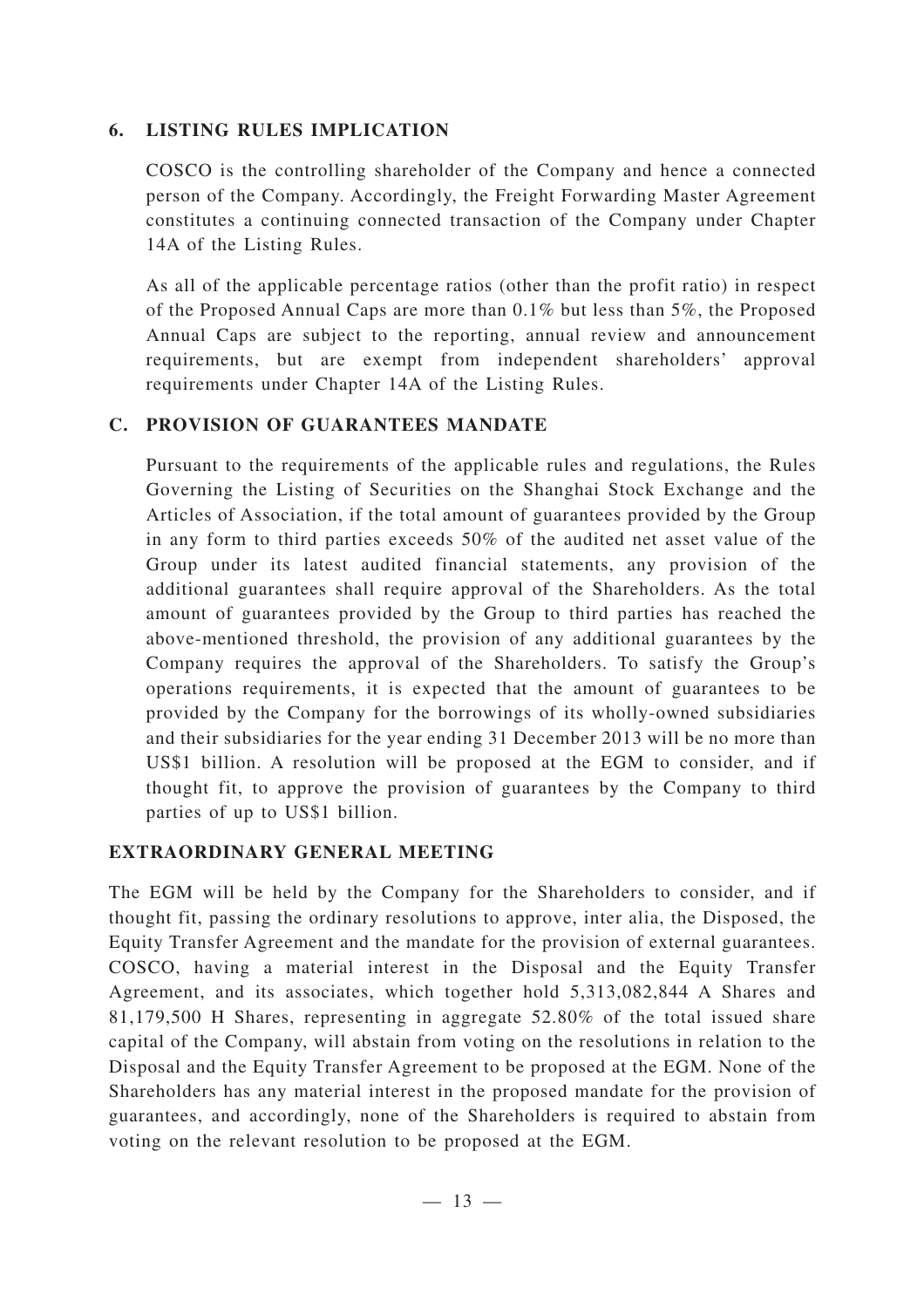### 6. LISTING RULES IMPLICATION

COSCO is the controlling shareholder of the Company and hence a connected person of the Company. Accordingly, the Freight Forwarding Master Agreement constitutes a continuing connected transaction of the Company under Chapter 14A of the Listing Rules.

As all of the applicable percentage ratios (other than the profit ratio) in respect of the Proposed Annual Caps are more than 0.1% but less than 5%, the Proposed Annual Caps are subject to the reporting, annual review and announcement requirements, but are exempt from independent shareholders' approval requirements under Chapter 14A of the Listing Rules.

## C. PROVISION OF GUARANTEES MANDATE

Pursuant to the requirements of the applicable rules and regulations, the Rules Governing the Listing of Securities on the Shanghai Stock Exchange and the Articles of Association, if the total amount of guarantees provided by the Group in any form to third parties exceeds 50% of the audited net asset value of the Group under its latest audited financial statements, any provision of the additional guarantees shall require approval of the Shareholders. As the total amount of guarantees provided by the Group to third parties has reached the above-mentioned threshold, the provision of any additional guarantees by the Company requires the approval of the Shareholders. To satisfy the Group's operations requirements, it is expected that the amount of guarantees to be provided by the Company for the borrowings of its wholly-owned subsidiaries and their subsidiaries for the year ending 31 December 2013 will be no more than US$1 billion. A resolution will be proposed at the EGM to consider, and if thought fit, to approve the provision of guarantees by the Company to third parties of up to US$1 billion.

## EXTRAORDINARY GENERAL MEETING

The EGM will be held by the Company for the Shareholders to consider, and if thought fit, passing the ordinary resolutions to approve, inter alia, the Disposed, the Equity Transfer Agreement and the mandate for the provision of external guarantees. COSCO, having a material interest in the Disposal and the Equity Transfer Agreement, and its associates, which together hold 5,313,082,844 A Shares and 81,179,500 H Shares, representing in aggregate 52.80% of the total issued share capital of the Company, will abstain from voting on the resolutions in relation to the Disposal and the Equity Transfer Agreement to be proposed at the EGM. None of the Shareholders has any material interest in the proposed mandate for the provision of guarantees, and accordingly, none of the Shareholders is required to abstain from voting on the relevant resolution to be proposed at the EGM.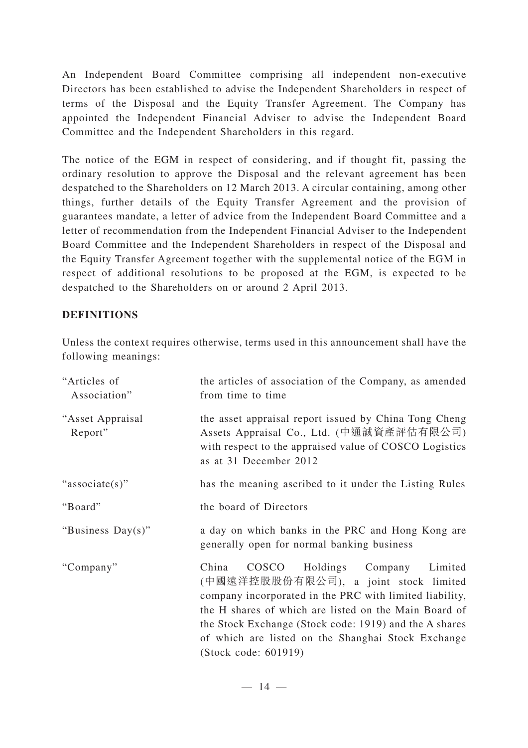An Independent Board Committee comprising all independent non-executive Directors has been established to advise the Independent Shareholders in respect of terms of the Disposal and the Equity Transfer Agreement. The Company has appointed the Independent Financial Adviser to advise the Independent Board Committee and the Independent Shareholders in this regard.

The notice of the EGM in respect of considering, and if thought fit, passing the ordinary resolution to approve the Disposal and the relevant agreement has been despatched to the Shareholders on 12 March 2013. A circular containing, among other things, further details of the Equity Transfer Agreement and the provision of guarantees mandate, a letter of advice from the Independent Board Committee and a letter of recommendation from the Independent Financial Adviser to the Independent Board Committee and the Independent Shareholders in respect of the Disposal and the Equity Transfer Agreement together with the supplemental notice of the EGM in respect of additional resolutions to be proposed at the EGM, is expected to be despatched to the Shareholders on or around 2 April 2013.

## DEFINITIONS

Unless the context requires otherwise, terms used in this announcement shall have the following meanings:

| | |
|---|---|
| "Articles of Association" | the articles of association of the Company, as amended from time to time |
| "Asset Appraisal Report" | the asset appraisal report issued by China Tong Cheng Assets Appraisal Co., Ltd. (中通誠資產評估有限公司) with respect to the appraised value of COSCO Logistics as at 31 December 2012 |
| "associate(s)" | has the meaning ascribed to it under the Listing Rules |
| "Board" | the board of Directors |
| "Business Day(s)" | a day on which banks in the PRC and Hong Kong are generally open for normal banking business |
| "Company" | China COSCO Holdings Company Limited (中國遠洋控股股份有限公司), a joint stock limited company incorporated in the PRC with limited liability, the H shares of which are listed on the Main Board of the Stock Exchange (Stock code: 1919) and the A shares of which are listed on the Shanghai Stock Exchange (Stock code: 601919) |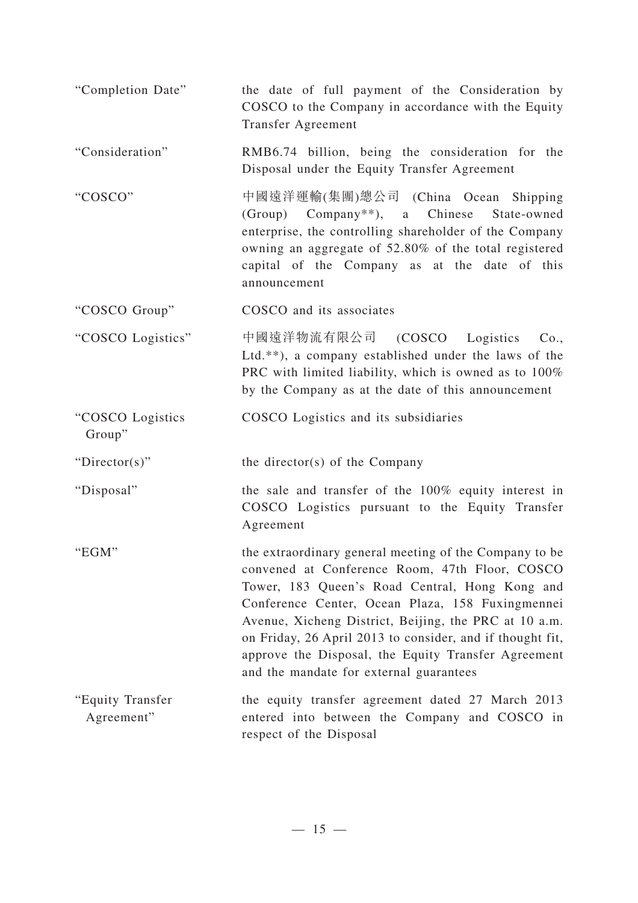| | |
|---|---|
| "Completion Date" | the date of full payment of the Consideration by COSCO to the Company in accordance with the Equity Transfer Agreement |
| "Consideration" | RMB6.74 billion, being the consideration for the Disposal under the Equity Transfer Agreement |
| "COSCO" | 中國遠洋運輸(集團)總公司 (China Ocean Shipping (Group) Company**), a Chinese State-owned enterprise, the controlling shareholder of the Company owning an aggregate of 52.80% of the total registered capital of the Company as at the date of this announcement |
| "COSCO Group" | COSCO and its associates |
| "COSCO Logistics" | 中國遠洋物流有限公司 (COSCO Logistics Co., Ltd.**), a company established under the laws of the PRC with limited liability, which is owned as to 100% by the Company as at the date of this announcement |
| "COSCO Logistics Group" | COSCO Logistics and its subsidiaries |
| "Director(s)" | the director(s) of the Company |
| "Disposal" | the sale and transfer of the 100% equity interest in COSCO Logistics pursuant to the Equity Transfer Agreement |
| "EGM" | the extraordinary general meeting of the Company to be convened at Conference Room, 47th Floor, COSCO Tower, 183 Queen's Road Central, Hong Kong and Conference Center, Ocean Plaza, 158 Fuxingmennei Avenue, Xicheng District, Beijing, the PRC at 10 a.m. on Friday, 26 April 2013 to consider, and if thought fit, approve the Disposal, the Equity Transfer Agreement and the mandate for external guarantees |
| "Equity Transfer Agreement" | the equity transfer agreement dated 27 March 2013 entered into between the Company and COSCO in respect of the Disposal |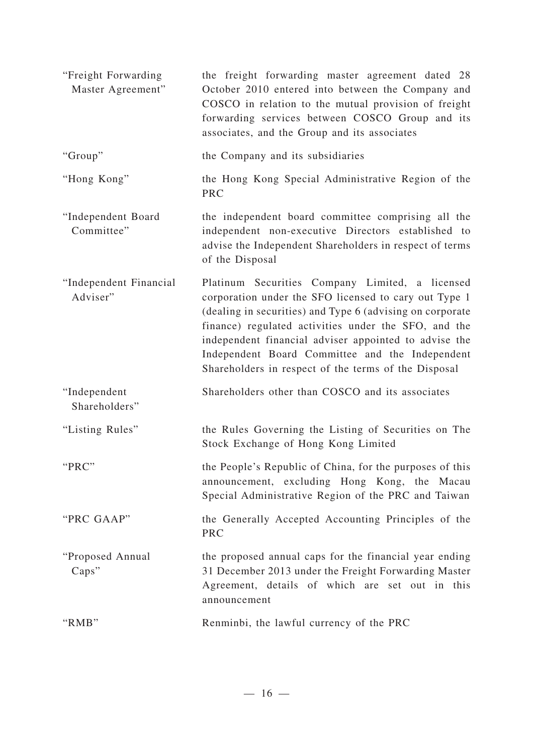| | |
|---|---|
| "Freight Forwarding Master Agreement" | the freight forwarding master agreement dated 28 October 2010 entered into between the Company and COSCO in relation to the mutual provision of freight forwarding services between COSCO Group and its associates, and the Group and its associates |
| "Group" | the Company and its subsidiaries |
| "Hong Kong" | the Hong Kong Special Administrative Region of the PRC |
| "Independent Board Committee" | the independent board committee comprising all the independent non-executive Directors established to advise the Independent Shareholders in respect of terms of the Disposal |
| "Independent Financial Adviser" | Platinum Securities Company Limited, a licensed corporation under the SFO licensed to cary out Type 1 (dealing in securities) and Type 6 (advising on corporate finance) regulated activities under the SFO, and the independent financial adviser appointed to advise the Independent Board Committee and the Independent Shareholders in respect of the terms of the Disposal |
| "Independent Shareholders" | Shareholders other than COSCO and its associates |
| "Listing Rules" | the Rules Governing the Listing of Securities on The Stock Exchange of Hong Kong Limited |
| "PRC" | the People's Republic of China, for the purposes of this announcement, excluding Hong Kong, the Macau Special Administrative Region of the PRC and Taiwan |
| "PRC GAAP" | the Generally Accepted Accounting Principles of the PRC |
| "Proposed Annual Caps" | the proposed annual caps for the financial year ending 31 December 2013 under the Freight Forwarding Master Agreement, details of which are set out in this announcement |
| "RMB" | Renminbi, the lawful currency of the PRC |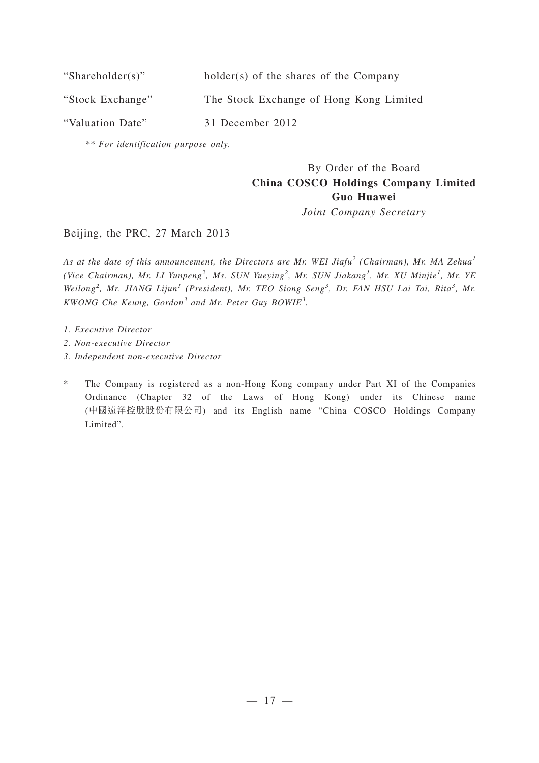| | |
|---|---|
| “Shareholder(s)” | holder(s) of the shares of the Company |
| “Stock Exchange” | The Stock Exchange of Hong Kong Limited |
| “Valuation Date” | 31 December 2012 |

*\*\* For identification purpose only.*

By Order of the Board
**China COSCO Holdings Company Limited**
**Guo Huawei**
*Joint Company Secretary*

Beijing, the PRC, 27 March 2013

*As at the date of this announcement, the Directors are Mr. WEI Jiafu[2] (Chairman), Mr. MA Zehua[1] (Vice Chairman), Mr. LI Yunpeng[2], Ms. SUN Yueying[2], Mr. SUN Jiakang[1], Mr. XU Minjie[1], Mr. YE Weilong[2], Mr. JIANG Lijun[1] (President), Mr. TEO Siong Seng[3], Dr. FAN HSU Lai Tai, Rita[3], Mr. KWONG Che Keung, Gordon[3] and Mr. Peter Guy BOWIE[3].*

*1. Executive Director*
*2. Non-executive Director*
*3. Independent non-executive Director*

\* The Company is registered as a non-Hong Kong company under Part XI of the Companies Ordinance (Chapter 32 of the Laws of Hong Kong) under its Chinese name (中國遠洋控股股份有限公司) and its English name “China COSCO Holdings Company Limited”.